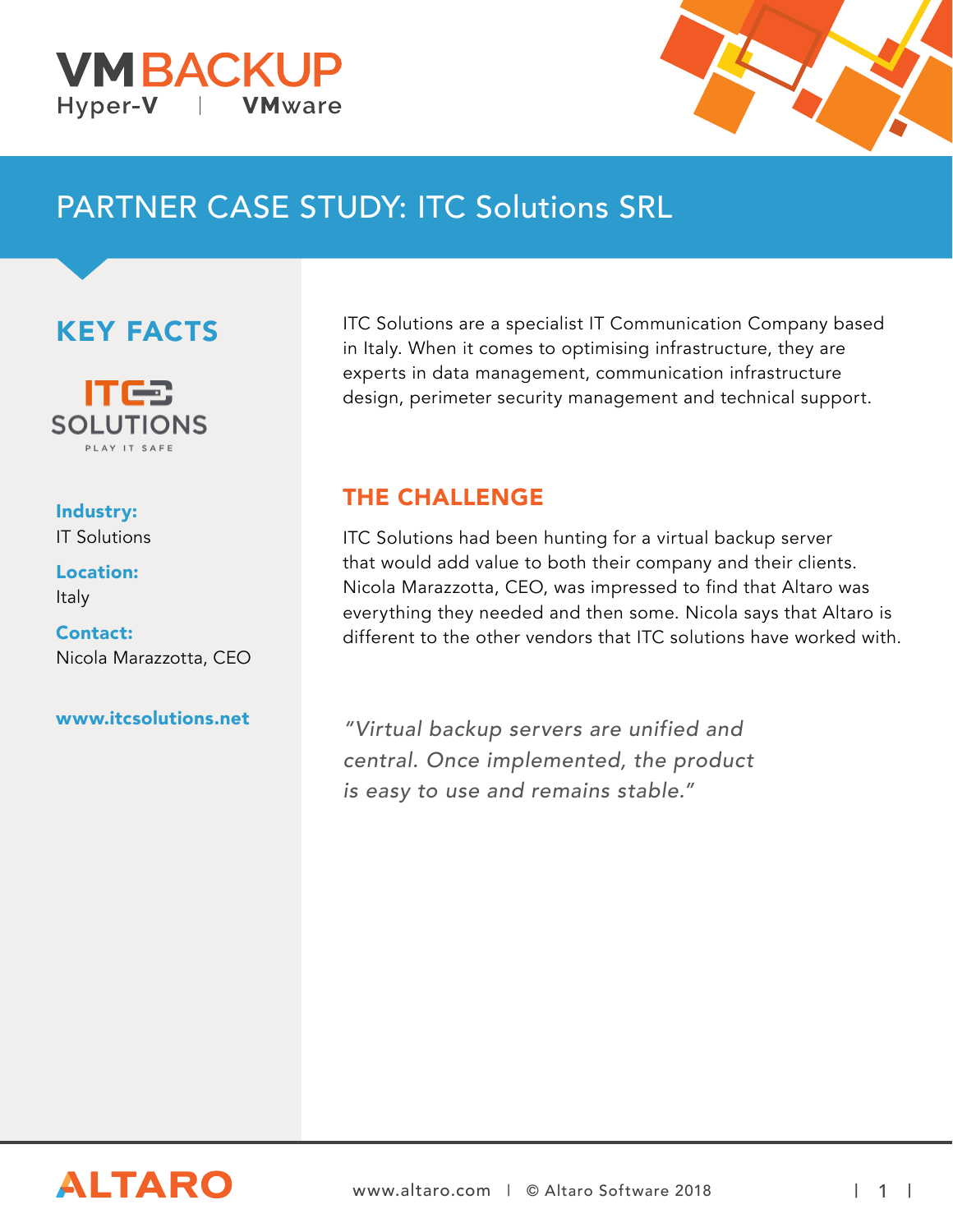VM BACKUP
Hyper-V | VMware

# PARTNER CASE STUDY: ITC Solutions SRL

## KEY FACTS

ITC SOLUTIONS
PLAY IT SAFE

**Industry:**
IT Solutions

**Location:**
Italy

**Contact:**
Nicola Marazzotta, CEO

**www.itcsolutions.net**

ITC Solutions are a specialist IT Communication Company based in Italy. When it comes to optimising infrastructure, they are experts in data management, communication infrastructure design, perimeter security management and technical support.

## THE CHALLENGE

ITC Solutions had been hunting for a virtual backup server that would add value to both their company and their clients. Nicola Marazzotta, CEO, was impressed to find that Altaro was everything they needed and then some. Nicola says that Altaro is different to the other vendors that ITC solutions have worked with.

*"Virtual backup servers are unified and central. Once implemented, the product is easy to use and remains stable."*

ALTARO

www.altaro.com | © Altaro Software 2018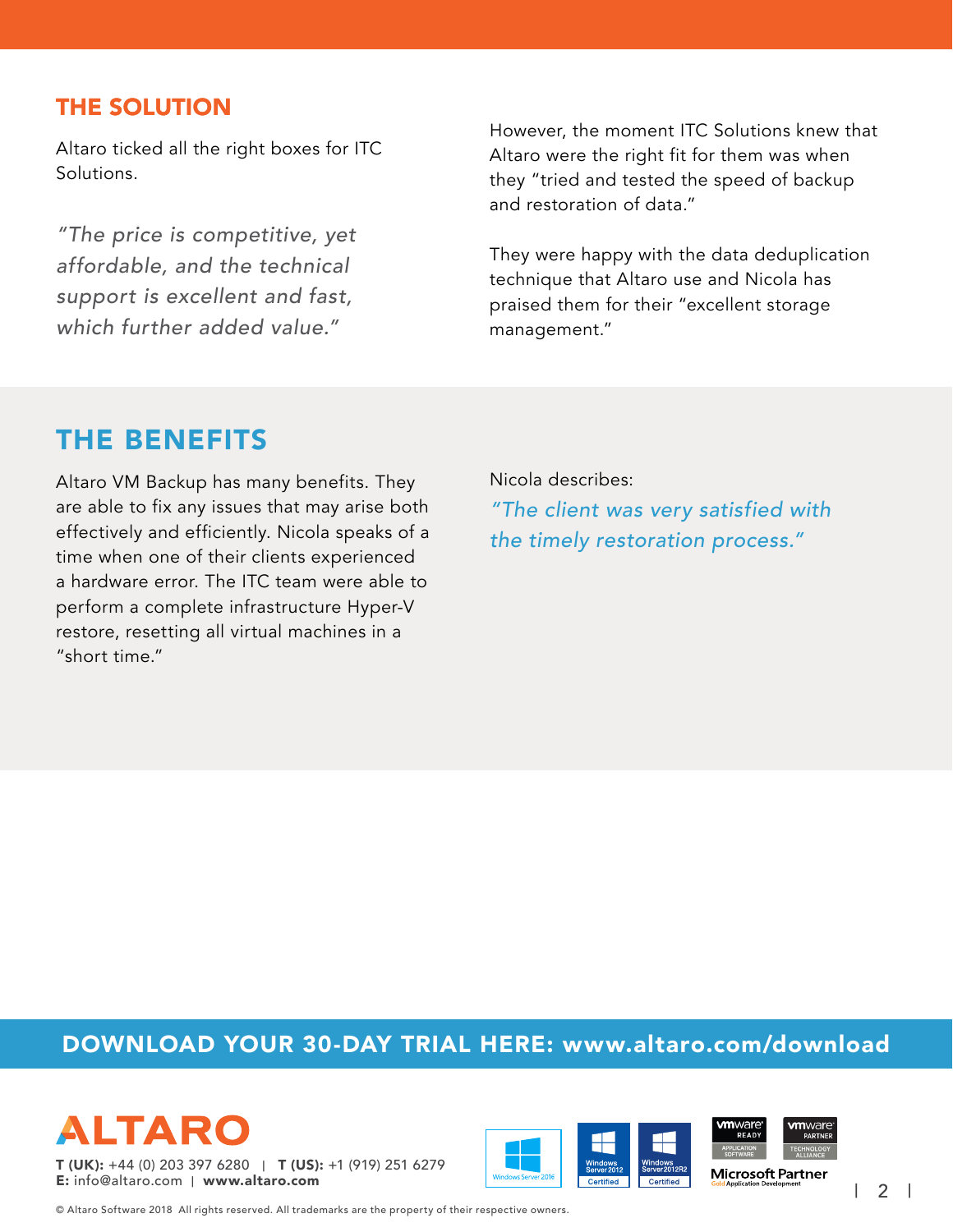## THE SOLUTION

Altaro ticked all the right boxes for ITC Solutions.

*"The price is competitive, yet affordable, and the technical support is excellent and fast, which further added value."*

However, the moment ITC Solutions knew that Altaro were the right fit for them was when they "tried and tested the speed of backup and restoration of data."

They were happy with the data deduplication technique that Altaro use and Nicola has praised them for their "excellent storage management."

## THE BENEFITS

Altaro VM Backup has many benefits. They are able to fix any issues that may arise both effectively and efficiently. Nicola speaks of a time when one of their clients experienced a hardware error. The ITC team were able to perform a complete infrastructure Hyper-V restore, resetting all virtual machines in a "short time."

Nicola describes:

*"The client was very satisfied with the timely restoration process."*

**DOWNLOAD YOUR 30-DAY TRIAL HERE: www.altaro.com/download**

ALTARO

**T (UK):** +44 (0) 203 397 6280 | **T (US):** +1 (919) 251 6279
**E:** info@altaro.com | **www.altaro.com**

Windows Server 2016 | Windows Server 2012 Certified | Windows Server 2012R2 Certified | vmware READY APPLICATION SOFTWARE | vmware PARTNER TECHNOLOGY ALLIANCE | Microsoft Partner Gold Application Development

© Altaro Software 2018 All rights reserved. All trademarks are the property of their respective owners.